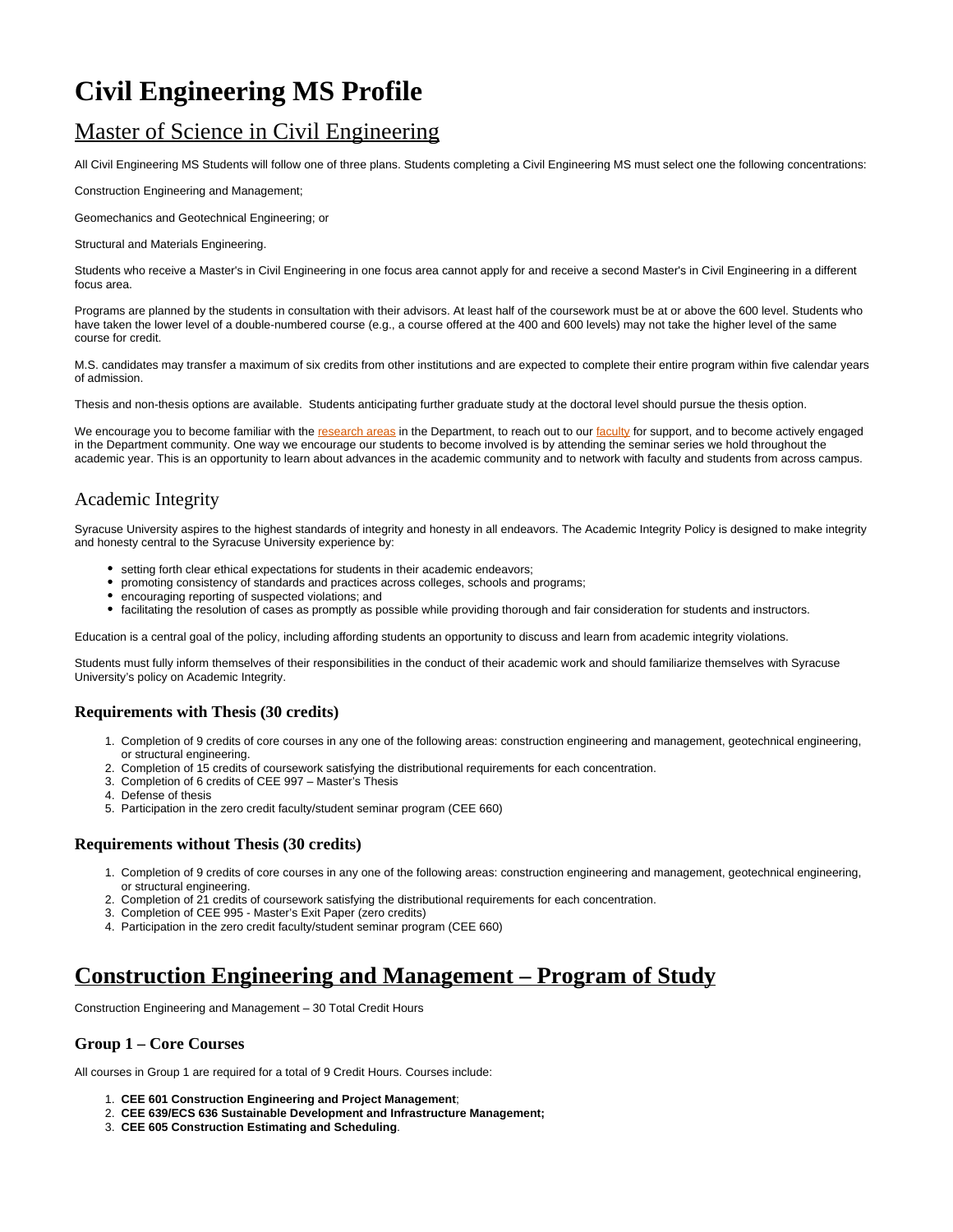# Civil Engineering MS Profile

## Master of Science in Civil Engineering

All Civil Engineering MS Students will follow one of three plans. Students completing a Civil Engineering MS must select one the following concentrations:

Construction Engineering and Management;

Geomechanics and Geotechnical Engineering; or

Structural and Materials Engineering.

Students who receive a Master's in Civil Engineering in one focus area cannot apply for and receive a second Master's in Civil Engineering in a different focus area.

Programs are planned by the students in consultation with their advisors. At least half of the coursework must be at or above the 600 level. Students who have taken the lower level of a double-numbered course (e.g., a course offered at the 400 and 600 levels) may not take the higher level of the same course for credit.

M.S. candidates may transfer a maximum of six credits from other institutions and are expected to complete their entire program within five calendar years of admission.

Thesis and non-thesis options are available. Students anticipating further graduate study at the doctoral level should pursue the thesis option.

We encourage you to become familiar with the research areas in the Department, to reach out to our faculty for support, and to become actively engaged in the Department community. One way we encourage our students to become involved is by attending the seminar series we hold throughout the academic year. This is an opportunity to learn about advances in the academic community and to network with faculty and students from across campus.

### Academic Integrity

Syracuse University aspires to the highest standards of integrity and honesty in all endeavors. The Academic Integrity Policy is designed to make integrity and honesty central to the Syracuse University experience by:

- setting forth clear ethical expectations for students in their academic endeavors;
- promoting consistency of standards and practices across colleges, schools and programs;
- encouraging reporting of suspected violations; and
- facilitating the resolution of cases as promptly as possible while providing thorough and fair consideration for students and instructors.

Education is a central goal of the policy, including affording students an opportunity to discuss and learn from academic integrity violations.

Students must fully inform themselves of their responsibilities in the conduct of their academic work and should familiarize themselves with Syracuse University's policy on Academic Integrity.

#### Requirements with Thesis (30 credits)

1. Completion of 9 credits of core courses in any one of the following areas: construction engineering and management, geotechnical engineering, or structural engineering.
2. Completion of 15 credits of coursework satisfying the distributional requirements for each concentration.
3. Completion of 6 credits of CEE 997 – Master's Thesis
4. Defense of thesis
5. Participation in the zero credit faculty/student seminar program (CEE 660)

#### Requirements without Thesis (30 credits)

1. Completion of 9 credits of core courses in any one of the following areas: construction engineering and management, geotechnical engineering, or structural engineering.
2. Completion of 21 credits of coursework satisfying the distributional requirements for each concentration.
3. Completion of CEE 995 - Master's Exit Paper (zero credits)
4. Participation in the zero credit faculty/student seminar program (CEE 660)

## Construction Engineering and Management – Program of Study

Construction Engineering and Management – 30 Total Credit Hours

#### Group 1 – Core Courses

All courses in Group 1 are required for a total of 9 Credit Hours. Courses include:

1. **CEE 601 Construction Engineering and Project Management**;
2. **CEE 639/ECS 636 Sustainable Development and Infrastructure Management;**
3. **CEE 605 Construction Estimating and Scheduling**.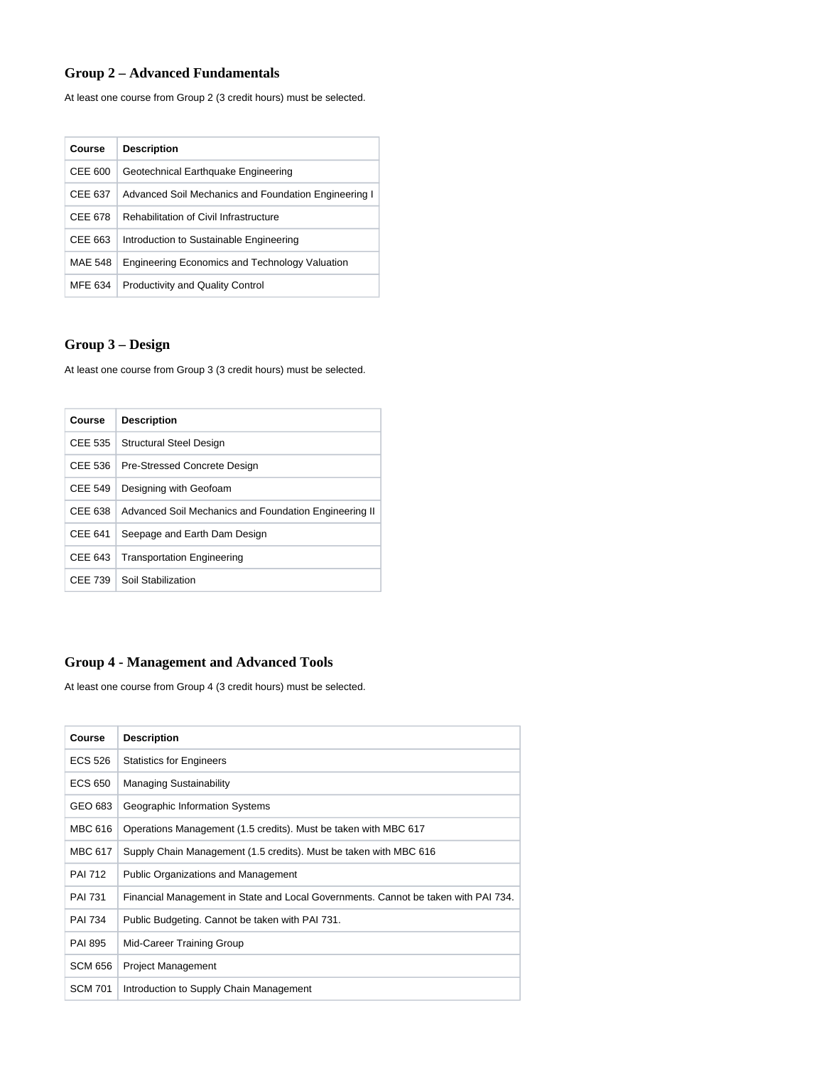## Group 2 – Advanced Fundamentals

At least one course from Group 2 (3 credit hours) must be selected.

| Course | Description |
| --- | --- |
| CEE 600 | Geotechnical Earthquake Engineering |
| CEE 637 | Advanced Soil Mechanics and Foundation Engineering I |
| CEE 678 | Rehabilitation of Civil Infrastructure |
| CEE 663 | Introduction to Sustainable Engineering |
| MAE 548 | Engineering Economics and Technology Valuation |
| MFE 634 | Productivity and Quality Control |

## Group 3 – Design

At least one course from Group 3 (3 credit hours) must be selected.

| Course | Description |
| --- | --- |
| CEE 535 | Structural Steel Design |
| CEE 536 | Pre-Stressed Concrete Design |
| CEE 549 | Designing with Geofoam |
| CEE 638 | Advanced Soil Mechanics and Foundation Engineering II |
| CEE 641 | Seepage and Earth Dam Design |
| CEE 643 | Transportation Engineering |
| CEE 739 | Soil Stabilization |

## Group 4 - Management and Advanced Tools

At least one course from Group 4 (3 credit hours) must be selected.

| Course | Description |
| --- | --- |
| ECS 526 | Statistics for Engineers |
| ECS 650 | Managing Sustainability |
| GEO 683 | Geographic Information Systems |
| MBC 616 | Operations Management (1.5 credits). Must be taken with MBC 617 |
| MBC 617 | Supply Chain Management (1.5 credits). Must be taken with MBC 616 |
| PAI 712 | Public Organizations and Management |
| PAI 731 | Financial Management in State and Local Governments. Cannot be taken with PAI 734. |
| PAI 734 | Public Budgeting. Cannot be taken with PAI 731. |
| PAI 895 | Mid-Career Training Group |
| SCM 656 | Project Management |
| SCM 701 | Introduction to Supply Chain Management |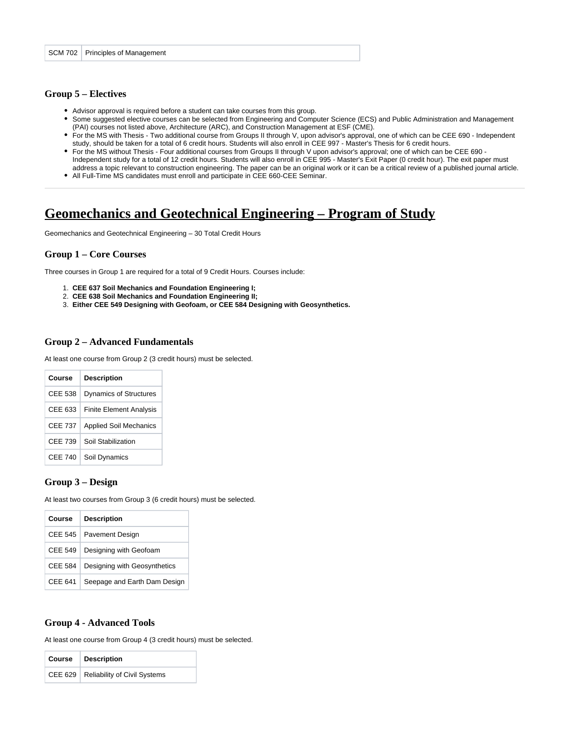| SCM 702 | Principles of Management |
|---|---|

### Group 5 – Electives

- Advisor approval is required before a student can take courses from this group.
- Some suggested elective courses can be selected from Engineering and Computer Science (ECS) and Public Administration and Management (PAI) courses not listed above, Architecture (ARC), and Construction Management at ESF (CME).
- For the MS with Thesis - Two additional course from Groups II through V, upon advisor's approval, one of which can be CEE 690 - Independent study, should be taken for a total of 6 credit hours. Students will also enroll in CEE 997 - Master's Thesis for 6 credit hours.
- For the MS without Thesis - Four additional courses from Groups II through V upon advisor's approval; one of which can be CEE 690 - Independent study for a total of 12 credit hours. Students will also enroll in CEE 995 - Master's Exit Paper (0 credit hour). The exit paper must address a topic relevant to construction engineering. The paper can be an original work or it can be a critical review of a published journal article.
- All Full-Time MS candidates must enroll and participate in CEE 660-CEE Seminar.

---

## Geomechanics and Geotechnical Engineering – Program of Study

Geomechanics and Geotechnical Engineering – 30 Total Credit Hours

### Group 1 – Core Courses

Three courses in Group 1 are required for a total of 9 Credit Hours. Courses include:

1. **CEE 637 Soil Mechanics and Foundation Engineering I;**
2. **CEE 638 Soil Mechanics and Foundation Engineering II;**
3. **Either CEE 549 Designing with Geofoam, or CEE 584 Designing with Geosynthetics.**

### Group 2 – Advanced Fundamentals

At least one course from Group 2 (3 credit hours) must be selected.

| Course | Description |
|---|---|
| CEE 538 | Dynamics of Structures |
| CEE 633 | Finite Element Analysis |
| CEE 737 | Applied Soil Mechanics |
| CEE 739 | Soil Stabilization |
| CEE 740 | Soil Dynamics |

### Group 3 – Design

At least two courses from Group 3 (6 credit hours) must be selected.

| Course | Description |
|---|---|
| CEE 545 | Pavement Design |
| CEE 549 | Designing with Geofoam |
| CEE 584 | Designing with Geosynthetics |
| CEE 641 | Seepage and Earth Dam Design |

### Group 4 - Advanced Tools

At least one course from Group 4 (3 credit hours) must be selected.

| Course | Description |
|---|---|
| CEE 629 | Reliability of Civil Systems |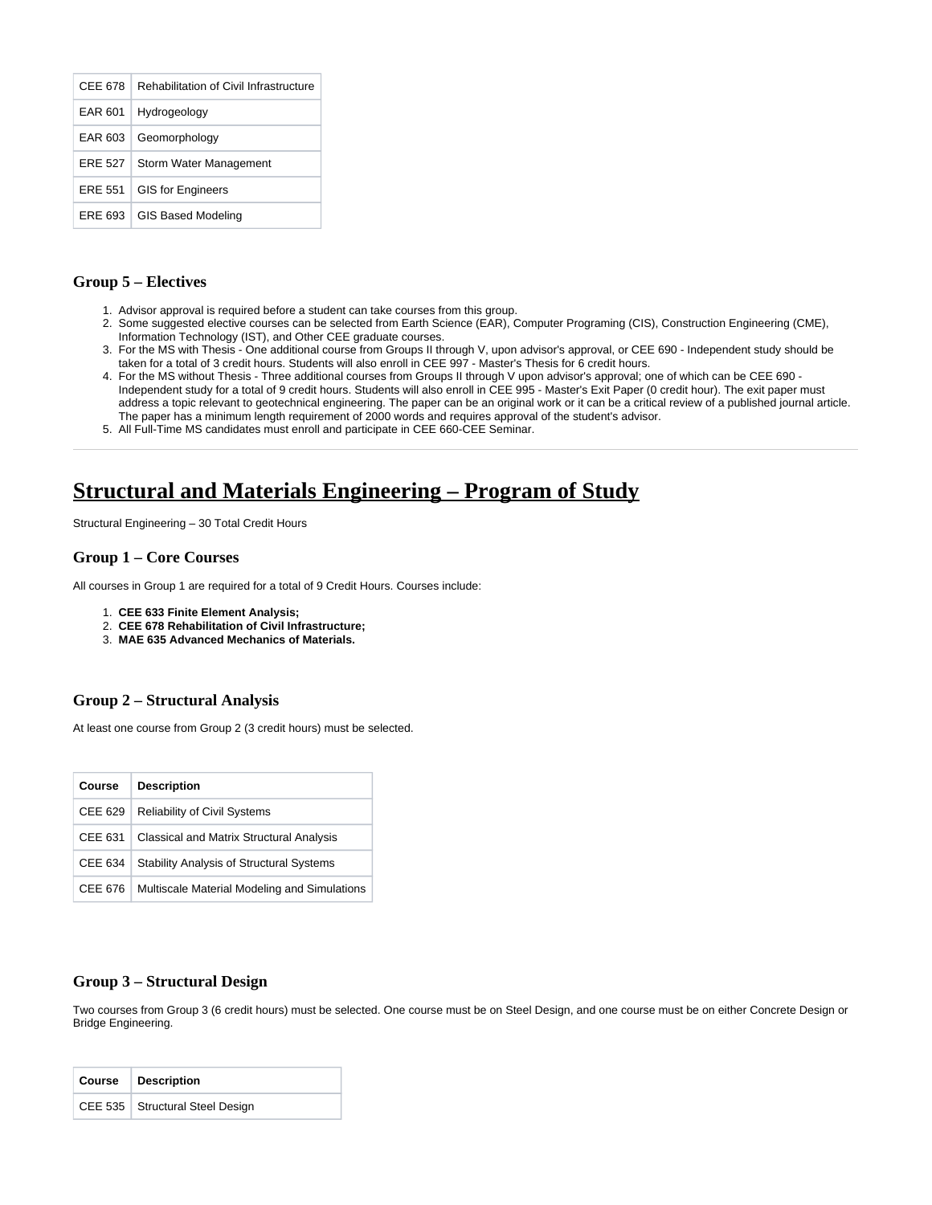| | |
|---|---|
| CEE 678 | Rehabilitation of Civil Infrastructure |
| EAR 601 | Hydrogeology |
| EAR 603 | Geomorphology |
| ERE 527 | Storm Water Management |
| ERE 551 | GIS for Engineers |
| ERE 693 | GIS Based Modeling |

### Group 5 – Electives

1. Advisor approval is required before a student can take courses from this group.
2. Some suggested elective courses can be selected from Earth Science (EAR), Computer Programing (CIS), Construction Engineering (CME), Information Technology (IST), and Other CEE graduate courses.
3. For the MS with Thesis - One additional course from Groups II through V, upon advisor's approval, or CEE 690 - Independent study should be taken for a total of 3 credit hours. Students will also enroll in CEE 997 - Master's Thesis for 6 credit hours.
4. For the MS without Thesis - Three additional courses from Groups II through V upon advisor's approval; one of which can be CEE 690 - Independent study for a total of 9 credit hours. Students will also enroll in CEE 995 - Master's Exit Paper (0 credit hour). The exit paper must address a topic relevant to geotechnical engineering. The paper can be an original work or it can be a critical review of a published journal article. The paper has a minimum length requirement of 2000 words and requires approval of the student's advisor.
5. All Full-Time MS candidates must enroll and participate in CEE 660-CEE Seminar.

---

## Structural and Materials Engineering – Program of Study

Structural Engineering – 30 Total Credit Hours

### Group 1 – Core Courses

All courses in Group 1 are required for a total of 9 Credit Hours. Courses include:

1. **CEE 633 Finite Element Analysis;**
2. **CEE 678 Rehabilitation of Civil Infrastructure;**
3. **MAE 635 Advanced Mechanics of Materials.**

### Group 2 – Structural Analysis

At least one course from Group 2 (3 credit hours) must be selected.

| Course | Description |
|---|---|
| CEE 629 | Reliability of Civil Systems |
| CEE 631 | Classical and Matrix Structural Analysis |
| CEE 634 | Stability Analysis of Structural Systems |
| CEE 676 | Multiscale Material Modeling and Simulations |

### Group 3 – Structural Design

Two courses from Group 3 (6 credit hours) must be selected. One course must be on Steel Design, and one course must be on either Concrete Design or Bridge Engineering.

| Course | Description |
|---|---|
| CEE 535 | Structural Steel Design |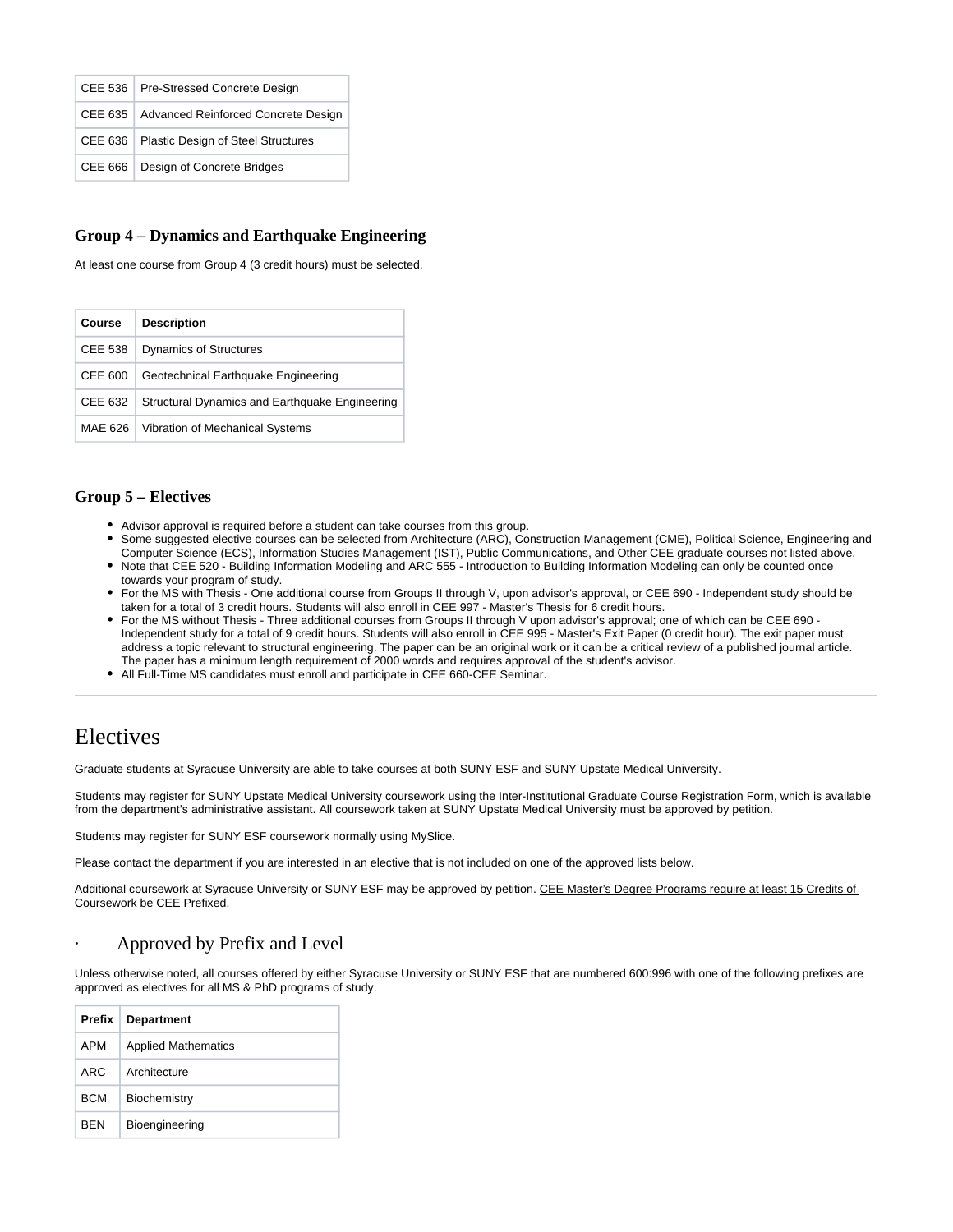| CEE 536 | Pre-Stressed Concrete Design |
| --- | --- |
| CEE 635 | Advanced Reinforced Concrete Design |
| CEE 636 | Plastic Design of Steel Structures |
| CEE 666 | Design of Concrete Bridges |

### Group 4 – Dynamics and Earthquake Engineering

At least one course from Group 4 (3 credit hours) must be selected.

| Course | Description |
| --- | --- |
| CEE 538 | Dynamics of Structures |
| CEE 600 | Geotechnical Earthquake Engineering |
| CEE 632 | Structural Dynamics and Earthquake Engineering |
| MAE 626 | Vibration of Mechanical Systems |

### Group 5 – Electives

- Advisor approval is required before a student can take courses from this group.
- Some suggested elective courses can be selected from Architecture (ARC), Construction Management (CME), Political Science, Engineering and Computer Science (ECS), Information Studies Management (IST), Public Communications, and Other CEE graduate courses not listed above.
- Note that CEE 520 - Building Information Modeling and ARC 555 - Introduction to Building Information Modeling can only be counted once towards your program of study.
- For the MS with Thesis - One additional course from Groups II through V, upon advisor's approval, or CEE 690 - Independent study should be taken for a total of 3 credit hours. Students will also enroll in CEE 997 - Master's Thesis for 6 credit hours.
- For the MS without Thesis - Three additional courses from Groups II through V upon advisor's approval; one of which can be CEE 690 - Independent study for a total of 9 credit hours. Students will also enroll in CEE 995 - Master's Exit Paper (0 credit hour). The exit paper must address a topic relevant to structural engineering. The paper can be an original work or it can be a critical review of a published journal article. The paper has a minimum length requirement of 2000 words and requires approval of the student's advisor.
- All Full-Time MS candidates must enroll and participate in CEE 660-CEE Seminar.

---

# Electives

Graduate students at Syracuse University are able to take courses at both SUNY ESF and SUNY Upstate Medical University.

Students may register for SUNY Upstate Medical University coursework using the Inter-Institutional Graduate Course Registration Form, which is available from the department's administrative assistant. All coursework taken at SUNY Upstate Medical University must be approved by petition.

Students may register for SUNY ESF coursework normally using MySlice.

Please contact the department if you are interested in an elective that is not included on one of the approved lists below.

Additional coursework at Syracuse University or SUNY ESF may be approved by petition. CEE Master's Degree Programs require at least 15 Credits of Coursework be CEE Prefixed.

## · Approved by Prefix and Level

Unless otherwise noted, all courses offered by either Syracuse University or SUNY ESF that are numbered 600:996 with one of the following prefixes are approved as electives for all MS & PhD programs of study.

| Prefix | Department |
| --- | --- |
| APM | Applied Mathematics |
| ARC | Architecture |
| BCM | Biochemistry |
| BEN | Bioengineering |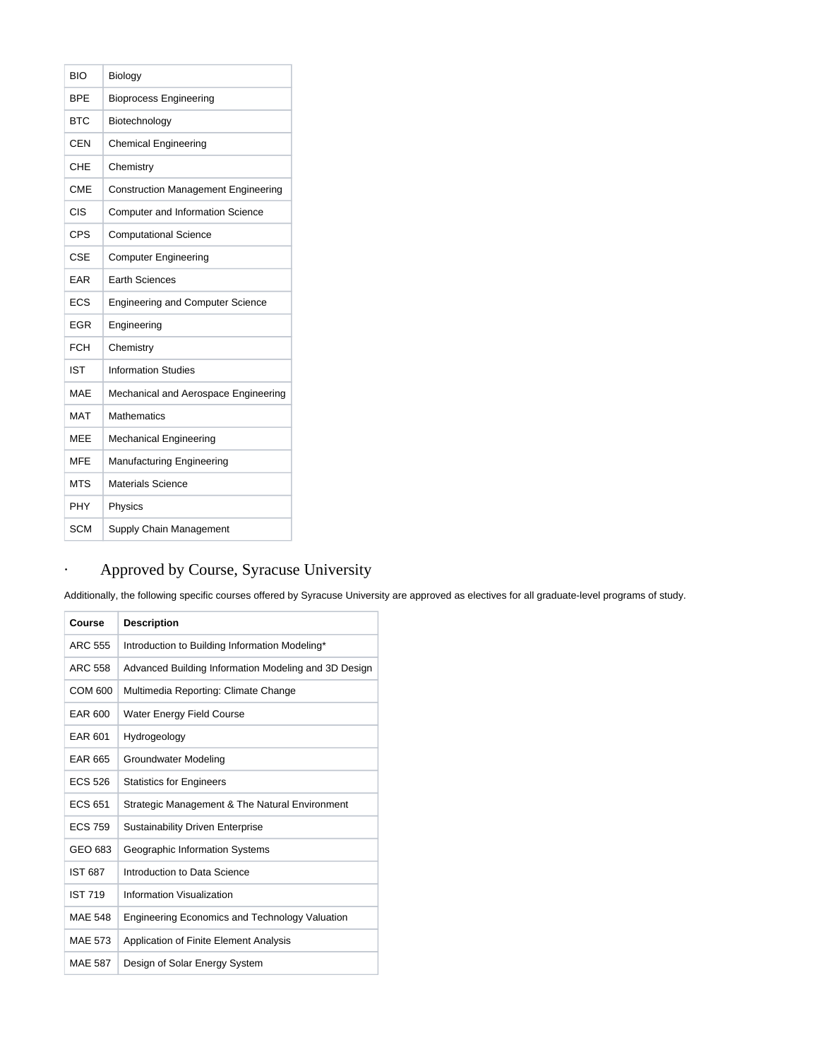| | |
|---|---|
| BIO | Biology |
| BPE | Bioprocess Engineering |
| BTC | Biotechnology |
| CEN | Chemical Engineering |
| CHE | Chemistry |
| CME | Construction Management Engineering |
| CIS | Computer and Information Science |
| CPS | Computational Science |
| CSE | Computer Engineering |
| EAR | Earth Sciences |
| ECS | Engineering and Computer Science |
| EGR | Engineering |
| FCH | Chemistry |
| IST | Information Studies |
| MAE | Mechanical and Aerospace Engineering |
| MAT | Mathematics |
| MEE | Mechanical Engineering |
| MFE | Manufacturing Engineering |
| MTS | Materials Science |
| PHY | Physics |
| SCM | Supply Chain Management |

- ## Approved by Course, Syracuse University

Additionally, the following specific courses offered by Syracuse University are approved as electives for all graduate-level programs of study.

| Course | Description |
|---|---|
| ARC 555 | Introduction to Building Information Modeling* |
| ARC 558 | Advanced Building Information Modeling and 3D Design |
| COM 600 | Multimedia Reporting: Climate Change |
| EAR 600 | Water Energy Field Course |
| EAR 601 | Hydrogeology |
| EAR 665 | Groundwater Modeling |
| ECS 526 | Statistics for Engineers |
| ECS 651 | Strategic Management & The Natural Environment |
| ECS 759 | Sustainability Driven Enterprise |
| GEO 683 | Geographic Information Systems |
| IST 687 | Introduction to Data Science |
| IST 719 | Information Visualization |
| MAE 548 | Engineering Economics and Technology Valuation |
| MAE 573 | Application of Finite Element Analysis |
| MAE 587 | Design of Solar Energy System |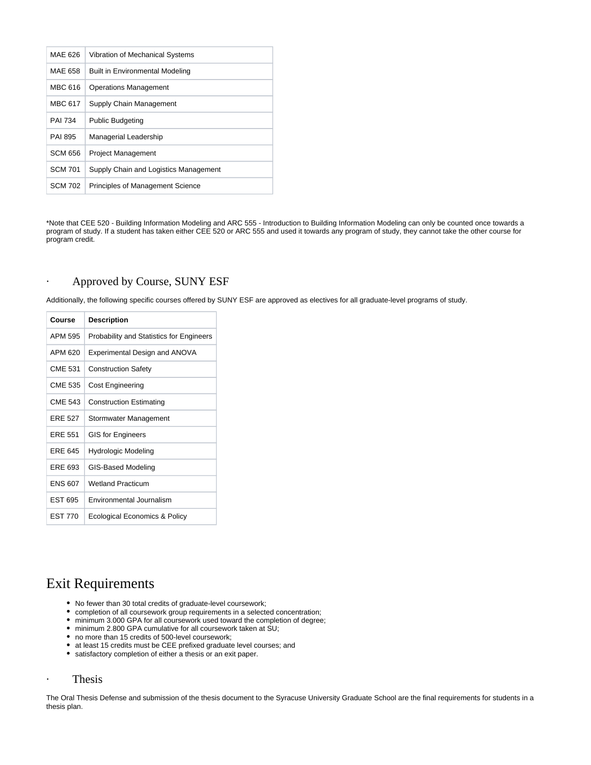| | |
|---|---|
| MAE 626 | Vibration of Mechanical Systems |
| MAE 658 | Built in Environmental Modeling |
| MBC 616 | Operations Management |
| MBC 617 | Supply Chain Management |
| PAI 734 | Public Budgeting |
| PAI 895 | Managerial Leadership |
| SCM 656 | Project Management |
| SCM 701 | Supply Chain and Logistics Management |
| SCM 702 | Principles of Management Science |

*Note that CEE 520 - Building Information Modeling and ARC 555 - Introduction to Building Information Modeling can only be counted once towards a program of study. If a student has taken either CEE 520 or ARC 555 and used it towards any program of study, they cannot take the other course for program credit.

### Approved by Course, SUNY ESF

Additionally, the following specific courses offered by SUNY ESF are approved as electives for all graduate-level programs of study.

| Course | Description |
|---|---|
| APM 595 | Probability and Statistics for Engineers |
| APM 620 | Experimental Design and ANOVA |
| CME 531 | Construction Safety |
| CME 535 | Cost Engineering |
| CME 543 | Construction Estimating |
| ERE 527 | Stormwater Management |
| ERE 551 | GIS for Engineers |
| ERE 645 | Hydrologic Modeling |
| ERE 693 | GIS-Based Modeling |
| ENS 607 | Wetland Practicum |
| EST 695 | Environmental Journalism |
| EST 770 | Ecological Economics & Policy |

## Exit Requirements

- No fewer than 30 total credits of graduate-level coursework;
- completion of all coursework group requirements in a selected concentration;
- minimum 3.000 GPA for all coursework used toward the completion of degree;
- minimum 2.800 GPA cumulative for all coursework taken at SU;
- no more than 15 credits of 500-level coursework;
- at least 15 credits must be CEE prefixed graduate level courses; and
- satisfactory completion of either a thesis or an exit paper.

### Thesis

The Oral Thesis Defense and submission of the thesis document to the Syracuse University Graduate School are the final requirements for students in a thesis plan.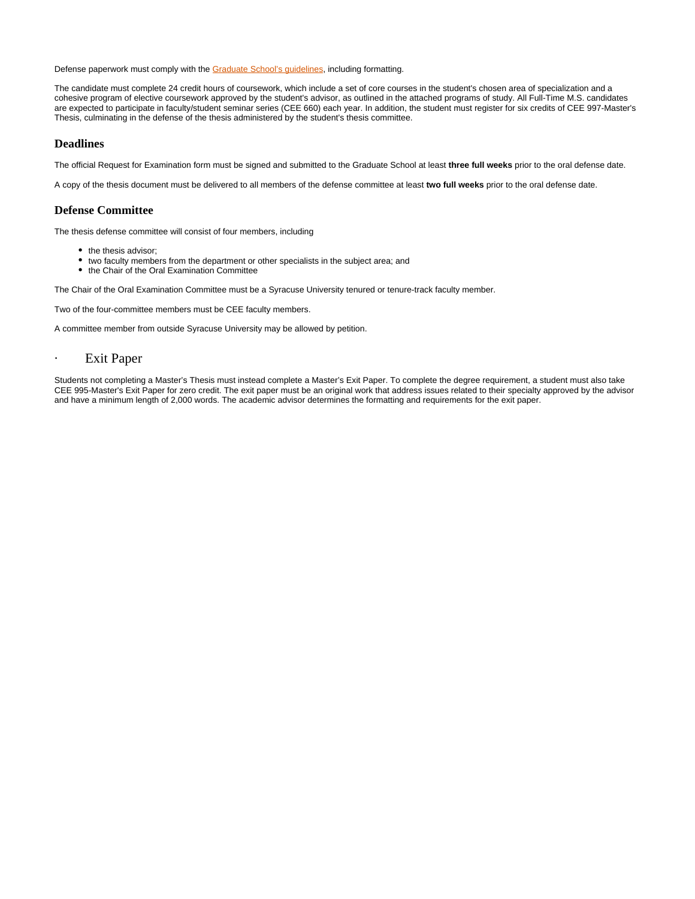Defense paperwork must comply with the Graduate School's guidelines, including formatting.

The candidate must complete 24 credit hours of coursework, which include a set of core courses in the student's chosen area of specialization and a cohesive program of elective coursework approved by the student's advisor, as outlined in the attached programs of study. All Full-Time M.S. candidates are expected to participate in faculty/student seminar series (CEE 660) each year. In addition, the student must register for six credits of CEE 997-Master's Thesis, culminating in the defense of the thesis administered by the student's thesis committee.

### Deadlines

The official Request for Examination form must be signed and submitted to the Graduate School at least **three full weeks** prior to the oral defense date.

A copy of the thesis document must be delivered to all members of the defense committee at least **two full weeks** prior to the oral defense date.

### Defense Committee

The thesis defense committee will consist of four members, including

- the thesis advisor;
- two faculty members from the department or other specialists in the subject area; and
- the Chair of the Oral Examination Committee

The Chair of the Oral Examination Committee must be a Syracuse University tenured or tenure-track faculty member.

Two of the four-committee members must be CEE faculty members.

A committee member from outside Syracuse University may be allowed by petition.

- Exit Paper

Students not completing a Master's Thesis must instead complete a Master's Exit Paper. To complete the degree requirement, a student must also take CEE 995-Master's Exit Paper for zero credit. The exit paper must be an original work that address issues related to their specialty approved by the advisor and have a minimum length of 2,000 words. The academic advisor determines the formatting and requirements for the exit paper.